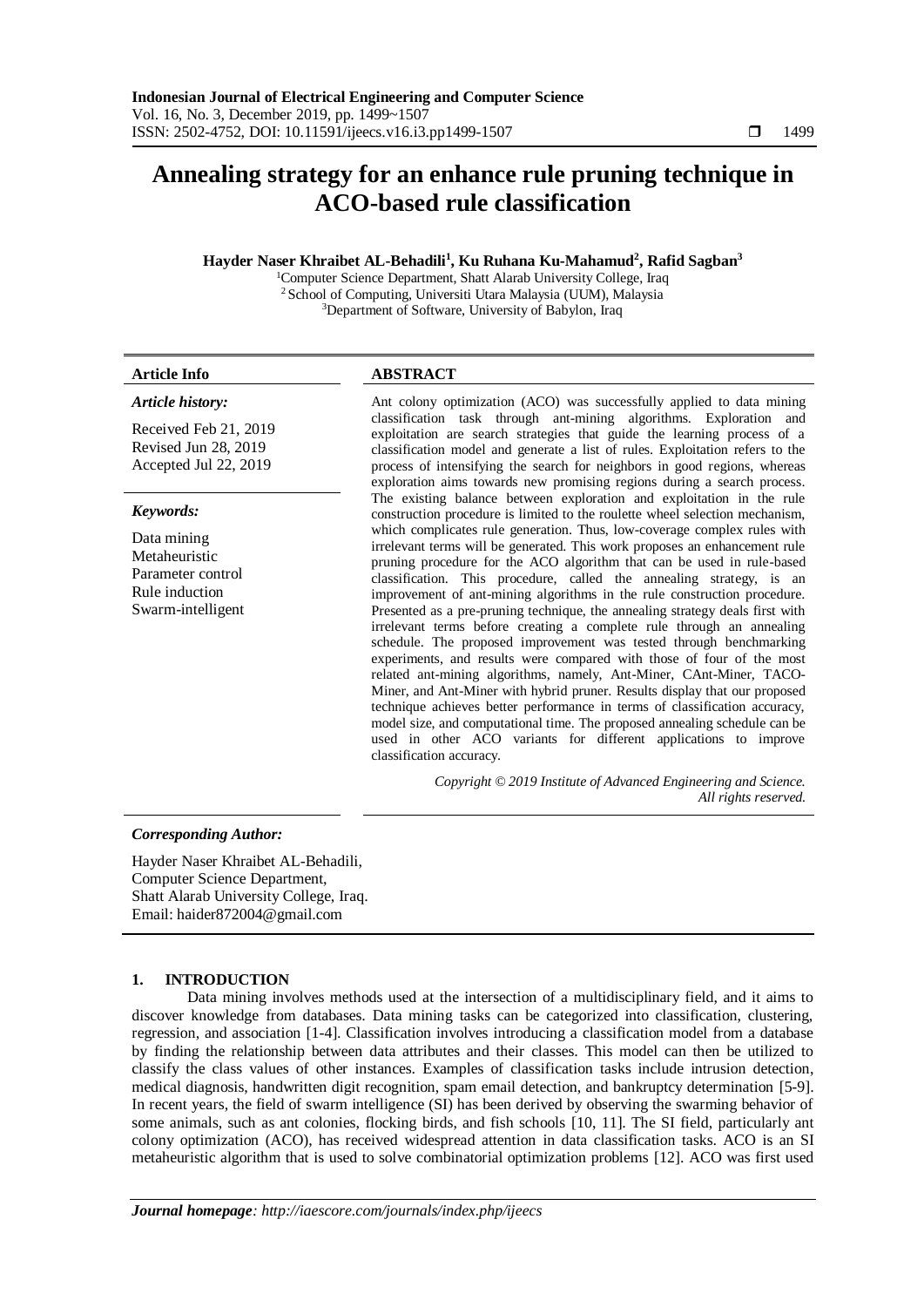# Annealing strategy for an enhance rule pruning technique in ACO-based rule classification

**Hayder Naser Khraibet AL-Behadili[1], Ku Ruhana Ku-Mahamud[2], Rafid Sagban[3]**

[1]Computer Science Department, Shatt Alarab University College, Iraq
[2]School of Computing, Universiti Utara Malaysia (UUM), Malaysia
[3]Department of Software, University of Babylon, Iraq

**Article Info**

***Article history:***

Received Feb 21, 2019
Revised Jun 28, 2019
Accepted Jul 22, 2019

***Keywords:***

Data mining
Metaheuristic
Parameter control
Rule induction
Swarm-intelligent

**ABSTRACT**

Ant colony optimization (ACO) was successfully applied to data mining classification task through ant-mining algorithms. Exploration and exploitation are search strategies that guide the learning process of a classification model and generate a list of rules. Exploitation refers to the process of intensifying the search for neighbors in good regions, whereas exploration aims towards new promising regions during a search process. The existing balance between exploration and exploitation in the rule construction procedure is limited to the roulette wheel selection mechanism, which complicates rule generation. Thus, low-coverage complex rules with irrelevant terms will be generated. This work proposes an enhancement rule pruning procedure for the ACO algorithm that can be used in rule-based classification. This procedure, called the annealing strategy, is an improvement of ant-mining algorithms in the rule construction procedure. Presented as a pre-pruning technique, the annealing strategy deals first with irrelevant terms before creating a complete rule through an annealing schedule. The proposed improvement was tested through benchmarking experiments, and results were compared with those of four of the most related ant-mining algorithms, namely, Ant-Miner, CAnt-Miner, TACO-Miner, and Ant-Miner with hybrid pruner. Results display that our proposed technique achieves better performance in terms of classification accuracy, model size, and computational time. The proposed annealing schedule can be used in other ACO variants for different applications to improve classification accuracy.

*Copyright © 2019 Institute of Advanced Engineering and Science. All rights reserved.*

***Corresponding Author:***

Hayder Naser Khraibet AL-Behadili,
Computer Science Department,
Shatt Alarab University College, Iraq.
Email: haider872004@gmail.com

## 1. INTRODUCTION

Data mining involves methods used at the intersection of a multidisciplinary field, and it aims to discover knowledge from databases. Data mining tasks can be categorized into classification, clustering, regression, and association [1-4]. Classification involves introducing a classification model from a database by finding the relationship between data attributes and their classes. This model can then be utilized to classify the class values of other instances. Examples of classification tasks include intrusion detection, medical diagnosis, handwritten digit recognition, spam email detection, and bankruptcy determination [5-9]. In recent years, the field of swarm intelligence (SI) has been derived by observing the swarming behavior of some animals, such as ant colonies, flocking birds, and fish schools [10, 11]. The SI field, particularly ant colony optimization (ACO), has received widespread attention in data classification tasks. ACO is an SI metaheuristic algorithm that is used to solve combinatorial optimization problems [12]. ACO was first used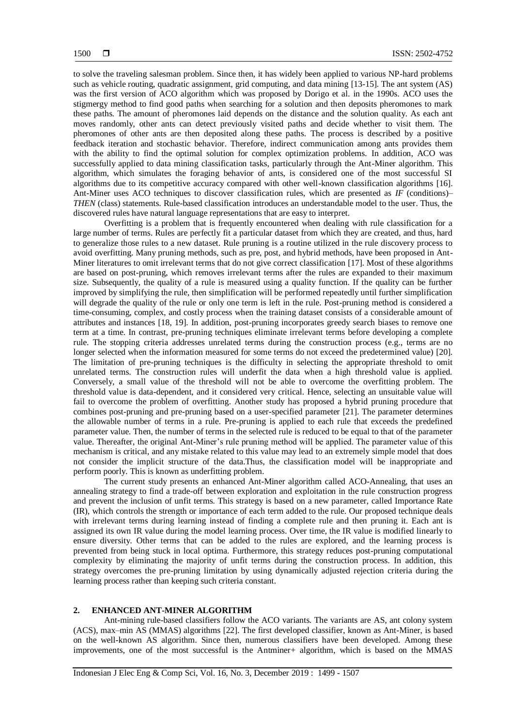to solve the traveling salesman problem. Since then, it has widely been applied to various NP-hard problems such as vehicle routing, quadratic assignment, grid computing, and data mining [13-15]. The ant system (AS) was the first version of ACO algorithm which was proposed by Dorigo et al. in the 1990s. ACO uses the stigmergy method to find good paths when searching for a solution and then deposits pheromones to mark these paths. The amount of pheromones laid depends on the distance and the solution quality. As each ant moves randomly, other ants can detect previously visited paths and decide whether to visit them. The pheromones of other ants are then deposited along these paths. The process is described by a positive feedback iteration and stochastic behavior. Therefore, indirect communication among ants provides them with the ability to find the optimal solution for complex optimization problems. In addition, ACO was successfully applied to data mining classification tasks, particularly through the Ant-Miner algorithm. This algorithm, which simulates the foraging behavior of ants, is considered one of the most successful SI algorithms due to its competitive accuracy compared with other well-known classification algorithms [16]. Ant-Miner uses ACO techniques to discover classification rules, which are presented as *IF* (conditions)–*THEN* (class) statements. Rule-based classification introduces an understandable model to the user. Thus, the discovered rules have natural language representations that are easy to interpret.

Overfitting is a problem that is frequently encountered when dealing with rule classification for a large number of terms. Rules are perfectly fit a particular dataset from which they are created, and thus, hard to generalize those rules to a new dataset. Rule pruning is a routine utilized in the rule discovery process to avoid overfitting. Many pruning methods, such as pre, post, and hybrid methods, have been proposed in Ant-Miner literatures to omit irrelevant terms that do not give correct classification [17]. Most of these algorithms are based on post-pruning, which removes irrelevant terms after the rules are expanded to their maximum size. Subsequently, the quality of a rule is measured using a quality function. If the quality can be further improved by simplifying the rule, then simplification will be performed repeatedly until further simplification will degrade the quality of the rule or only one term is left in the rule. Post-pruning method is considered a time-consuming, complex, and costly process when the training dataset consists of a considerable amount of attributes and instances [18, 19]. In addition, post-pruning incorporates greedy search biases to remove one term at a time. In contrast, pre-pruning techniques eliminate irrelevant terms before developing a complete rule. The stopping criteria addresses unrelated terms during the construction process (e.g., terms are no longer selected when the information measured for some terms do not exceed the predetermined value) [20]. The limitation of pre-pruning techniques is the difficulty in selecting the appropriate threshold to omit unrelated terms. The construction rules will underfit the data when a high threshold value is applied. Conversely, a small value of the threshold will not be able to overcome the overfitting problem. The threshold value is data-dependent, and it considered very critical. Hence, selecting an unsuitable value will fail to overcome the problem of overfitting. Another study has proposed a hybrid pruning procedure that combines post-pruning and pre-pruning based on a user-specified parameter [21]. The parameter determines the allowable number of terms in a rule. Pre-pruning is applied to each rule that exceeds the predefined parameter value. Then, the number of terms in the selected rule is reduced to be equal to that of the parameter value. Thereafter, the original Ant-Miner's rule pruning method will be applied. The parameter value of this mechanism is critical, and any mistake related to this value may lead to an extremely simple model that does not consider the implicit structure of the data.Thus, the classification model will be inappropriate and perform poorly. This is known as underfitting problem.

The current study presents an enhanced Ant-Miner algorithm called ACO-Annealing, that uses an annealing strategy to find a trade-off between exploration and exploitation in the rule construction progress and prevent the inclusion of unfit terms. This strategy is based on a new parameter, called Importance Rate (IR), which controls the strength or importance of each term added to the rule. Our proposed technique deals with irrelevant terms during learning instead of finding a complete rule and then pruning it. Each ant is assigned its own IR value during the model learning process. Over time, the IR value is modified linearly to ensure diversity. Other terms that can be added to the rules are explored, and the learning process is prevented from being stuck in local optima. Furthermore, this strategy reduces post-pruning computational complexity by eliminating the majority of unfit terms during the construction process. In addition, this strategy overcomes the pre-pruning limitation by using dynamically adjusted rejection criteria during the learning process rather than keeping such criteria constant.

## 2. ENHANCED ANT-MINER ALGORITHM

Ant-mining rule-based classifiers follow the ACO variants. The variants are AS, ant colony system (ACS), max–min AS (MMAS) algorithms [22]. The first developed classifier, known as Ant-Miner, is based on the well-known AS algorithm. Since then, numerous classifiers have been developed. Among these improvements, one of the most successful is the Antminer+ algorithm, which is based on the MMAS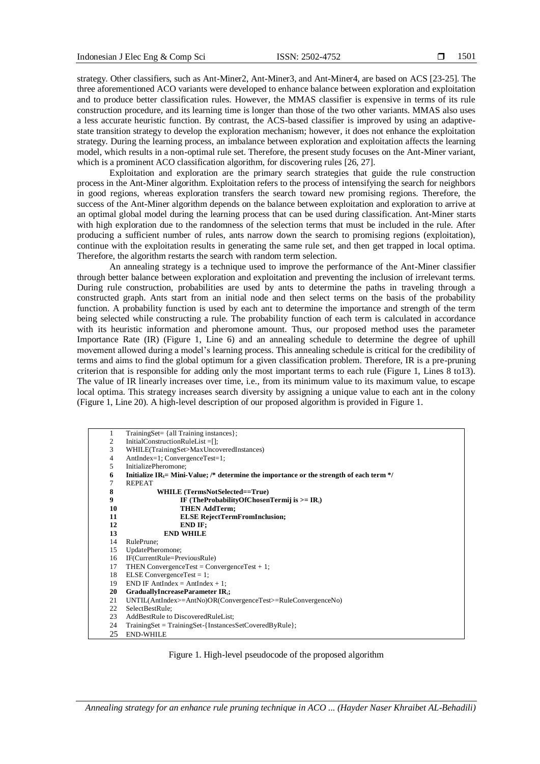strategy. Other classifiers, such as Ant-Miner2, Ant-Miner3, and Ant-Miner4, are based on ACS [23-25]. The three aforementioned ACO variants were developed to enhance balance between exploration and exploitation and to produce better classification rules. However, the MMAS classifier is expensive in terms of its rule construction procedure, and its learning time is longer than those of the two other variants. MMAS also uses a less accurate heuristic function. By contrast, the ACS-based classifier is improved by using an adaptive-state transition strategy to develop the exploration mechanism; however, it does not enhance the exploitation strategy. During the learning process, an imbalance between exploration and exploitation affects the learning model, which results in a non-optimal rule set. Therefore, the present study focuses on the Ant-Miner variant, which is a prominent ACO classification algorithm, for discovering rules [26, 27].

Exploitation and exploration are the primary search strategies that guide the rule construction process in the Ant-Miner algorithm. Exploitation refers to the process of intensifying the search for neighbors in good regions, whereas exploration transfers the search toward new promising regions. Therefore, the success of the Ant-Miner algorithm depends on the balance between exploitation and exploration to arrive at an optimal global model during the learning process that can be used during classification. Ant-Miner starts with high exploration due to the randomness of the selection terms that must be included in the rule. After producing a sufficient number of rules, ants narrow down the search to promising regions (exploitation), continue with the exploitation results in generating the same rule set, and then get trapped in local optima. Therefore, the algorithm restarts the search with random term selection.

An annealing strategy is a technique used to improve the performance of the Ant-Miner classifier through better balance between exploration and exploitation and preventing the inclusion of irrelevant terms. During rule construction, probabilities are used by ants to determine the paths in traveling through a constructed graph. Ants start from an initial node and then select terms on the basis of the probability function. A probability function is used by each ant to determine the importance and strength of the term being selected while constructing a rule. The probability function of each term is calculated in accordance with its heuristic information and pheromone amount. Thus, our proposed method uses the parameter Importance Rate (IR) (Figure 1, Line 6) and an annealing schedule to determine the degree of uphill movement allowed during a model's learning process. This annealing schedule is critical for the credibility of terms and aims to find the global optimum for a given classification problem. Therefore, IR is a pre-pruning criterion that is responsible for adding only the most important terms to each rule (Figure 1, Lines 8 to13). The value of IR linearly increases over time, i.e., from its minimum value to its maximum value, to escape local optima. This strategy increases search diversity by assigning a unique value to each ant in the colony (Figure 1, Line 20). A high-level description of our proposed algorithm is provided in Figure 1.

```
1   TrainingSet= {all Training instances};
2   InitialConstructionRuleList =[];
3   WHILE(TrainingSet>MaxUncoveredInstances)
4   AntIndex=1; ConvergenceTest=1;
5   InitializePheromone;
6   Initialize IRt= Mini-Value; /* determine the importance or the strength of each term */
7   REPEAT
8           WHILE (TermsNotSelected==True)
9                   IF (TheProbabilityOfChosenTermij is >= IRt)
10                  THEN AddTerm;
11                  ELSE RejectTermFromInclusion;
12                  END IF;
13          END WHILE
14  RulePrune;
15  UpdatePheromone;
16  IF(CurrentRule=PreviousRule)
17  THEN ConvergenceTest = ConvergenceTest + 1;
18  ELSE ConvergenceTest = 1;
19  END IF AntIndex = AntIndex + 1;
20  GraduallyIncreaseParameter IRt;
21  UNTIL(AntIndex>=AntNo)OR(ConvergenceTest>=RuleConvergenceNo)
22  SelectBestRule;
23  AddBestRule to DiscoveredRuleList;
24  TrainingSet = TrainingSet-{InstancesSetCoveredByRule};
25  END-WHILE
```

Figure 1. High-level pseudocode of the proposed algorithm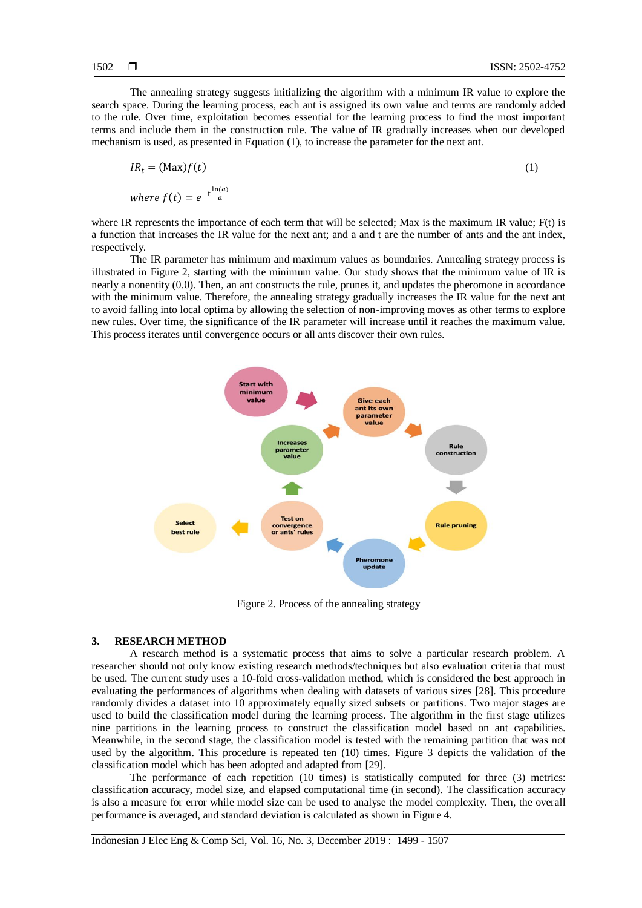The annealing strategy suggests initializing the algorithm with a minimum IR value to explore the search space. During the learning process, each ant is assigned its own value and terms are randomly added to the rule. Over time, exploitation becomes essential for the learning process to find the most important terms and include them in the construction rule. The value of IR gradually increases when our developed mechanism is used, as presented in Equation (1), to increase the parameter for the next ant.

$$IR_t = (\text{Max})f(t) \tag{1}$$

$$where\ f(t) = e^{-t\frac{\ln(a)}{a}}$$

where IR represents the importance of each term that will be selected; Max is the maximum IR value; F(t) is a function that increases the IR value for the next ant; and a and t are the number of ants and the ant index, respectively.

The IR parameter has minimum and maximum values as boundaries. Annealing strategy process is illustrated in Figure 2, starting with the minimum value. Our study shows that the minimum value of IR is nearly a nonentity (0.0). Then, an ant constructs the rule, prunes it, and updates the pheromone in accordance with the minimum value. Therefore, the annealing strategy gradually increases the IR value for the next ant to avoid falling into local optima by allowing the selection of non-improving moves as other terms to explore new rules. Over time, the significance of the IR parameter will increase until it reaches the maximum value. This process iterates until convergence occurs or all ants discover their own rules.

Figure 2. Process of the annealing strategy

## 3. RESEARCH METHOD

A research method is a systematic process that aims to solve a particular research problem. A researcher should not only know existing research methods/techniques but also evaluation criteria that must be used. The current study uses a 10-fold cross-validation method, which is considered the best approach in evaluating the performances of algorithms when dealing with datasets of various sizes [28]. This procedure randomly divides a dataset into 10 approximately equally sized subsets or partitions. Two major stages are used to build the classification model during the learning process. The algorithm in the first stage utilizes nine partitions in the learning process to construct the classification model based on ant capabilities. Meanwhile, in the second stage, the classification model is tested with the remaining partition that was not used by the algorithm. This procedure is repeated ten (10) times. Figure 3 depicts the validation of the classification model which has been adopted and adapted from [29].

The performance of each repetition (10 times) is statistically computed for three (3) metrics: classification accuracy, model size, and elapsed computational time (in second). The classification accuracy is also a measure for error while model size can be used to analyse the model complexity. Then, the overall performance is averaged, and standard deviation is calculated as shown in Figure 4.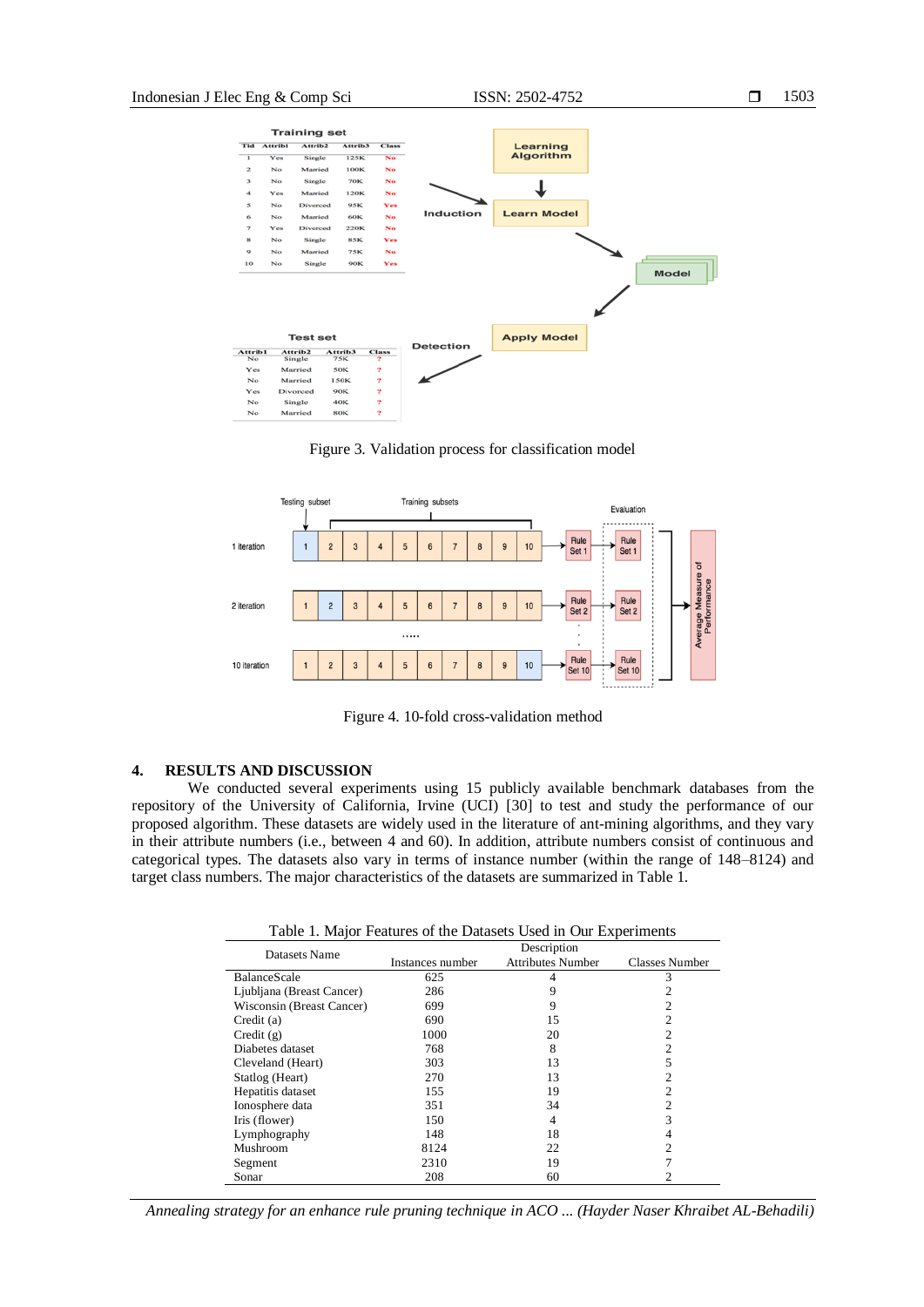Figure 3. Validation process for classification model

Figure 4. 10-fold cross-validation method

## 4. RESULTS AND DISCUSSION

We conducted several experiments using 15 publicly available benchmark databases from the repository of the University of California, Irvine (UCI) [30] to test and study the performance of our proposed algorithm. These datasets are widely used in the literature of ant-mining algorithms, and they vary in their attribute numbers (i.e., between 4 and 60). In addition, attribute numbers consist of continuous and categorical types. The datasets also vary in terms of instance number (within the range of 148–8124) and target class numbers. The major characteristics of the datasets are summarized in Table 1.

Table 1. Major Features of the Datasets Used in Our Experiments

| Datasets Name | Description | | |
|---|---|---|---|
| | Instances number | Attributes Number | Classes Number |
| BalanceScale | 625 | 4 | 3 |
| Ljubljana (Breast Cancer) | 286 | 9 | 2 |
| Wisconsin (Breast Cancer) | 699 | 9 | 2 |
| Credit (a) | 690 | 15 | 2 |
| Credit (g) | 1000 | 20 | 2 |
| Diabetes dataset | 768 | 8 | 2 |
| Cleveland (Heart) | 303 | 13 | 5 |
| Statlog (Heart) | 270 | 13 | 2 |
| Hepatitis dataset | 155 | 19 | 2 |
| Ionosphere data | 351 | 34 | 2 |
| Iris (flower) | 150 | 4 | 3 |
| Lymphography | 148 | 18 | 4 |
| Mushroom | 8124 | 22 | 2 |
| Segment | 2310 | 19 | 7 |
| Sonar | 208 | 60 | 2 |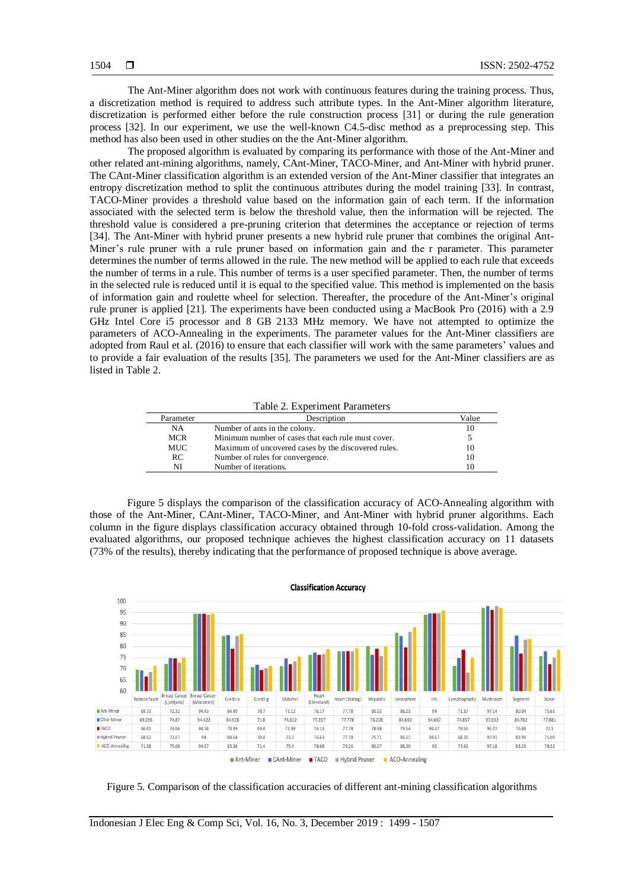The Ant-Miner algorithm does not work with continuous features during the training process. Thus, a discretization method is required to address such attribute types. In the Ant-Miner algorithm literature, discretization is performed either before the rule construction process [31] or during the rule generation process [32]. In our experiment, we use the well-known C4.5-disc method as a preprocessing step. This method has also been used in other studies on the the Ant-Miner algorithm.

The proposed algorithm is evaluated by comparing its performance with those of the Ant-Miner and other related ant-mining algorithms, namely, CAnt-Miner, TACO-Miner, and Ant-Miner with hybrid pruner. The CAnt-Miner classification algorithm is an extended version of the Ant-Miner classifier that integrates an entropy discretization method to split the continuous attributes during the model training [33]. In contrast, TACO-Miner provides a threshold value based on the information gain of each term. If the information associated with the selected term is below the threshold value, then the information will be rejected. The threshold value is considered a pre-pruning criterion that determines the acceptance or rejection of terms [34]. The Ant-Miner with hybrid pruner presents a new hybrid rule pruner that combines the original Ant-Miner's rule pruner with a rule pruner based on information gain and the r parameter. This parameter determines the number of terms allowed in the rule. The new method will be applied to each rule that exceeds the number of terms in a rule. This number of terms is a user specified parameter. Then, the number of terms in the selected rule is reduced until it is equal to the specified value. This method is implemented on the basis of information gain and roulette wheel for selection. Thereafter, the procedure of the Ant-Miner's original rule pruner is applied [21]. The experiments have been conducted using a MacBook Pro (2016) with a 2.9 GHz Intel Core i5 processor and 8 GB 2133 MHz memory. We have not attempted to optimize the parameters of ACO-Annealing in the experiments. The parameter values for the Ant-Miner classifiers are adopted from Raul et al. (2016) to ensure that each classifier will work with the same parameters' values and to provide a fair evaluation of the results [35]. The parameters we used for the Ant-Miner classifiers are as listed in Table 2.

Table 2. Experiment Parameters

| Parameter | Description | Value |
|---|---|---|
| NA | Number of ants in the colony. | 10 |
| MCR | Minimum number of cases that each rule must cover. | 5 |
| MUC | Maximum of uncovered cases by the discovered rules. | 10 |
| RC | Number of rules for convergence. | 10 |
| NI | Number of iterations. | 10 |

Figure 5 displays the comparison of the classification accuracy of ACO-Annealing algorithm with those of the Ant-Miner, CAnt-Miner, TACO-Miner, and Ant-Miner with hybrid pruner algorithms. Each column in the figure displays classification accuracy obtained through 10-fold cross-validation. Among the evaluated algorithms, our proposed technique achieves the highest classification accuracy on 11 datasets (73% of the results), thereby indicating that the performance of proposed technique is above average.

**Classification Accuracy**

| | Balance Scale | Breast Cancer (Ljubljana) | Breast Cancer (Wisconsin) | Credit-a | Credit-g | Diabetes | Heart (Cleveland) | Heart (Statlog) | Hepatitis | Ionosphere | Iris | Lymphography | Mushroom | Segment | Sonar |
|---|---|---|---|---|---|---|---|---|---|---|---|---|---|---|---|
| Ant-Miner | 69.73 | 72.32 | 94.43 | 84.49 | 70.7 | 71.12 | 76.17 | 77.78 | 80.03 | 86.03 | 94 | 71.37 | 97.14 | 80.04 | 75.61 |
| CAnt-Miner | 69.296 | 74.87 | 94.422 | 84.928 | 71.8 | 74.612 | 77.237 | 77.778 | 76.208 | 84.603 | 94.667 | 74.857 | 97.932 | 84.762 | 77.881 |
| TACO | 66.65 | 74.66 | 94.56 | 78.99 | 69.4 | 71.99 | 76.13 | 77.78 | 78.98 | 79.54 | 94.67 | 78.56 | 96.27 | 76.88 | 72.1 |
| Hybrid Pruner | 68.62 | 72.67 | 94 | 84.64 | 70.4 | 73.3 | 76.63 | 77.78 | 75.71 | 86.51 | 94.67 | 68.26 | 97.91 | 82.99 | 75.09 |
| ACO-Annealing | 71.38 | 75.06 | 94.57 | 85.36 | 71.4 | 75.4 | 78.68 | 79.26 | 80.07 | 88.39 | 96 | 74.92 | 97.18 | 83.29 | 78.52 |

Figure 5. Comparison of the classification accuracies of different ant-mining classification algorithms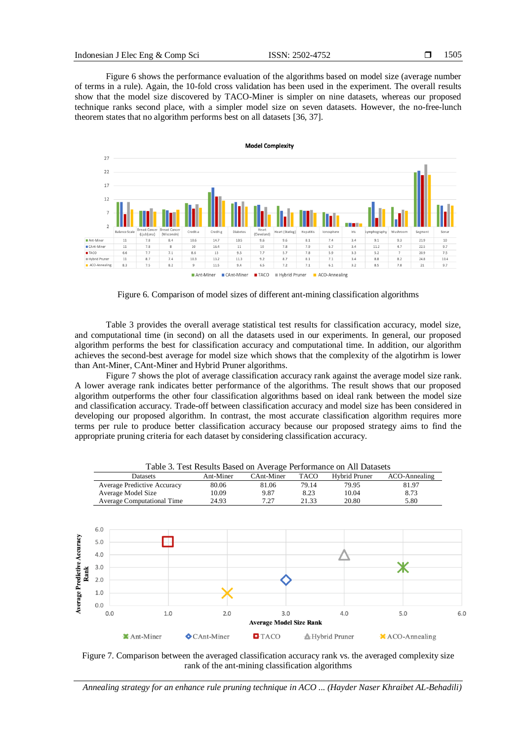Figure 6 shows the performance evaluation of the algorithms based on model size (average number of terms in a rule). Again, the 10-fold cross validation has been used in the experiment. The overall results show that the model size discovered by TACO-Miner is simpler on nine datasets, whereas our proposed technique ranks second place, with a simpler model size on seven datasets. However, the no-free-lunch theorem states that no algorithm performs best on all datasets [36, 37].

Figure 6. Comparison of model sizes of different ant-mining classification algorithms

Table 3 provides the overall average statistical test results for classification accuracy, model size, and computational time (in second) on all the datasets used in our experiments. In general, our proposed algorithm performs the best for classification accuracy and computational time. In addition, our algorithm achieves the second-best average for model size which shows that the complexity of the algotirhm is lower than Ant-Miner, CAnt-Miner and Hybrid Pruner algorithms.

Figure 7 shows the plot of average classification accuracy rank against the average model size rank. A lower average rank indicates better performance of the algorithms. The result shows that our proposed algorithm outperforms the other four classification algorithms based on ideal rank between the model size and classification accuracy. Trade-off between classification accuracy and model size has been considered in developing our proposed algorithm. In contrast, the most accurate classification algorithm requires more terms per rule to produce better classification accuracy because our proposed strategy aims to find the appropriate pruning criteria for each dataset by considering classification accuracy.

Table 3. Test Results Based on Average Performance on All Datasets

| Datasets | Ant-Miner | CAnt-Miner | TACO | Hybrid Pruner | ACO-Annealing |
|---|---|---|---|---|---|
| Average Predictive Accuracy | 80.06 | 81.06 | 79.14 | 79.95 | 81.97 |
| Average Model Size | 10.09 | 9.87 | 8.23 | 10.04 | 8.73 |
| Average Computational Time | 24.93 | 7.27 | 21.33 | 20.80 | 5.80 |

Figure 7. Comparison between the averaged classification accuracy rank vs. the averaged complexity size rank of the ant-mining classification algorithms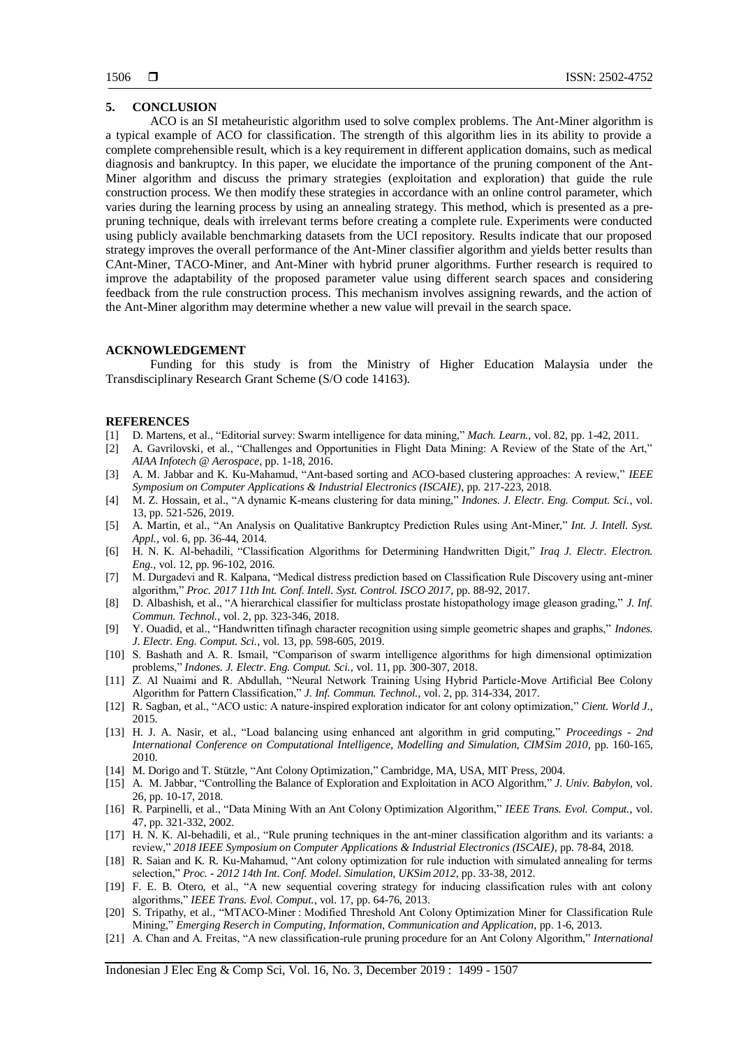## 5. CONCLUSION

ACO is an SI metaheuristic algorithm used to solve complex problems. The Ant-Miner algorithm is a typical example of ACO for classification. The strength of this algorithm lies in its ability to provide a complete comprehensible result, which is a key requirement in different application domains, such as medical diagnosis and bankruptcy. In this paper, we elucidate the importance of the pruning component of the Ant-Miner algorithm and discuss the primary strategies (exploitation and exploration) that guide the rule construction process. We then modify these strategies in accordance with an online control parameter, which varies during the learning process by using an annealing strategy. This method, which is presented as a pre-pruning technique, deals with irrelevant terms before creating a complete rule. Experiments were conducted using publicly available benchmarking datasets from the UCI repository. Results indicate that our proposed strategy improves the overall performance of the Ant-Miner classifier algorithm and yields better results than CAnt-Miner, TACO-Miner, and Ant-Miner with hybrid pruner algorithms. Further research is required to improve the adaptability of the proposed parameter value using different search spaces and considering feedback from the rule construction process. This mechanism involves assigning rewards, and the action of the Ant-Miner algorithm may determine whether a new value will prevail in the search space.

## ACKNOWLEDGEMENT

Funding for this study is from the Ministry of Higher Education Malaysia under the Transdisciplinary Research Grant Scheme (S/O code 14163).

## REFERENCES

[1] D. Martens, et al., "Editorial survey: Swarm intelligence for data mining," *Mach. Learn.*, vol. 82, pp. 1-42, 2011.

[2] A. Gavrilovski, et al., "Challenges and Opportunities in Flight Data Mining: A Review of the State of the Art," *AIAA Infotech @ Aerospace*, pp. 1-18, 2016.

[3] A. M. Jabbar and K. Ku-Mahamud, "Ant-based sorting and ACO-based clustering approaches: A review," *IEEE Symposium on Computer Applications & Industrial Electronics (ISCAIE)*, pp. 217-223, 2018.

[4] M. Z. Hossain, et al., "A dynamic K-means clustering for data mining," *Indones. J. Electr. Eng. Comput. Sci.*, vol. 13, pp. 521-526, 2019.

[5] A. Martin, et al., "An Analysis on Qualitative Bankruptcy Prediction Rules using Ant-Miner," *Int. J. Intell. Syst. Appl.*, vol. 6, pp. 36-44, 2014.

[6] H. N. K. Al-behadili, "Classification Algorithms for Determining Handwritten Digit," *Iraq J. Electr. Electron. Eng.*, vol. 12, pp. 96-102, 2016.

[7] M. Durgadevi and R. Kalpana, "Medical distress prediction based on Classification Rule Discovery using ant-miner algorithm," *Proc. 2017 11th Int. Conf. Intell. Syst. Control. ISCO 2017*, pp. 88-92, 2017.

[8] D. Albashish, et al., "A hierarchical classifier for multiclass prostate histopathology image gleason grading," *J. Inf. Commun. Technol.*, vol. 2, pp. 323-346, 2018.

[9] Y. Ouadid, et al., "Handwritten tifinagh character recognition using simple geometric shapes and graphs," *Indones. J. Electr. Eng. Comput. Sci.*, vol. 13, pp. 598-605, 2019.

[10] S. Bashath and A. R. Ismail, "Comparison of swarm intelligence algorithms for high dimensional optimization problems," *Indones. J. Electr. Eng. Comput. Sci.*, vol. 11, pp. 300-307, 2018.

[11] Z. Al Nuaimi and R. Abdullah, "Neural Network Training Using Hybrid Particle-Move Artificial Bee Colony Algorithm for Pattern Classification," *J. Inf. Commun. Technol.*, vol. 2, pp. 314-334, 2017.

[12] R. Sagban, et al., "ACO ustic: A nature-inspired exploration indicator for ant colony optimization," *Cient. World J.*, 2015.

[13] H. J. A. Nasir, et al., "Load balancing using enhanced ant algorithm in grid computing," *Proceedings - 2nd International Conference on Computational Intelligence, Modelling and Simulation, CIMSim 2010*, pp. 160-165, 2010.

[14] M. Dorigo and T. Stützle, "Ant Colony Optimization," Cambridge, MA, USA, MIT Press, 2004.

[15] A. M. Jabbar, "Controlling the Balance of Exploration and Exploitation in ACO Algorithm," *J. Univ. Babylon*, vol. 26, pp. 10-17, 2018.

[16] R. Parpinelli, et al., "Data Mining With an Ant Colony Optimization Algorithm," *IEEE Trans. Evol. Comput.*, vol. 47, pp. 321-332, 2002.

[17] H. N. K. Al-behadili, et al., "Rule pruning techniques in the ant-miner classification algorithm and its variants: a review," *2018 IEEE Symposium on Computer Applications & Industrial Electronics (ISCAIE)*, pp. 78-84, 2018.

[18] R. Saian and K. R. Ku-Mahamud, "Ant colony optimization for rule induction with simulated annealing for terms selection," *Proc. - 2012 14th Int. Conf. Model. Simulation, UKSim 2012*, pp. 33-38, 2012.

[19] F. E. B. Otero, et al., "A new sequential covering strategy for inducing classification rules with ant colony algorithms," *IEEE Trans. Evol. Comput.*, vol. 17, pp. 64-76, 2013.

[20] S. Tripathy, et al., "MTACO-Miner : Modified Threshold Ant Colony Optimization Miner for Classification Rule Mining," *Emerging Reserch in Computing, Information, Communication and Application*, pp. 1-6, 2013.

[21] A. Chan and A. Freitas, "A new classification-rule pruning procedure for an Ant Colony Algorithm," *International*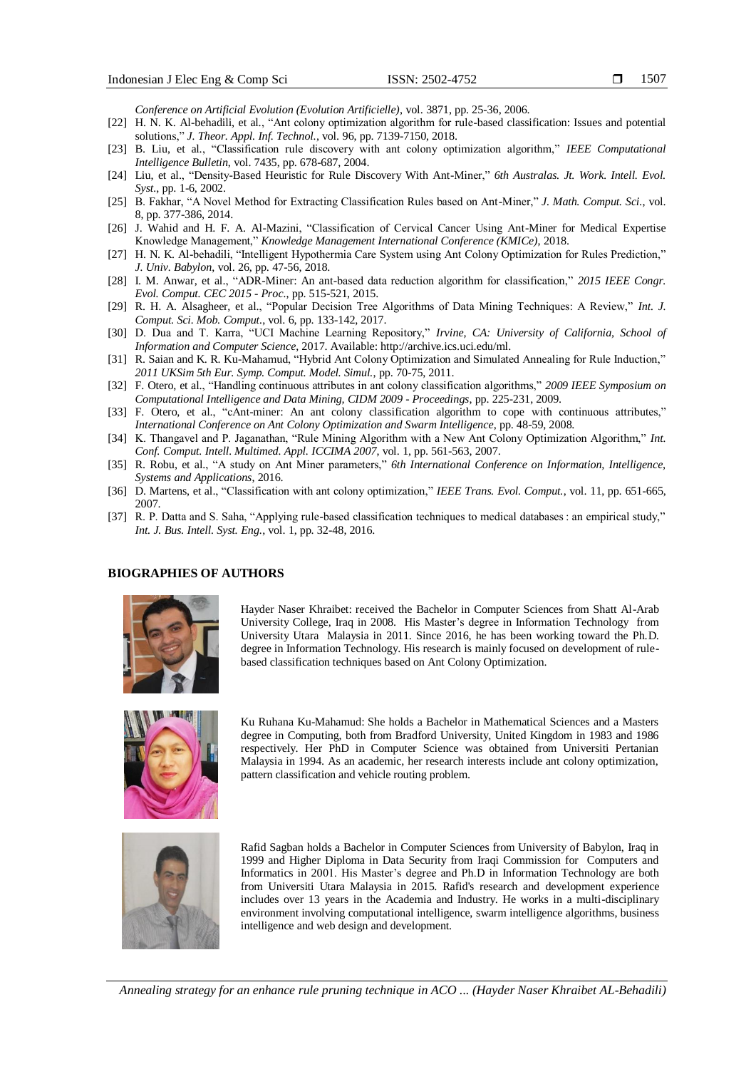*Conference on Artificial Evolution (Evolution Artificielle)*, vol. 3871, pp. 25-36, 2006.

[22] H. N. K. Al-behadili, et al., "Ant colony optimization algorithm for rule-based classification: Issues and potential solutions," *J. Theor. Appl. Inf. Technol.*, vol. 96, pp. 7139-7150, 2018.

[23] B. Liu, et al., "Classification rule discovery with ant colony optimization algorithm," *IEEE Computational Intelligence Bulletin*, vol. 7435, pp. 678-687, 2004.

[24] Liu, et al., "Density-Based Heuristic for Rule Discovery With Ant-Miner," *6th Australas. Jt. Work. Intell. Evol. Syst.*, pp. 1-6, 2002.

[25] B. Fakhar, "A Novel Method for Extracting Classification Rules based on Ant-Miner," *J. Math. Comput. Sci.*, vol. 8, pp. 377-386, 2014.

[26] J. Wahid and H. F. A. Al-Mazini, "Classification of Cervical Cancer Using Ant-Miner for Medical Expertise Knowledge Management," *Knowledge Management International Conference (KMICe)*, 2018.

[27] H. N. K. Al-behadili, "Intelligent Hypothermia Care System using Ant Colony Optimization for Rules Prediction," *J. Univ. Babylon*, vol. 26, pp. 47-56, 2018.

[28] I. M. Anwar, et al., "ADR-Miner: An ant-based data reduction algorithm for classification," *2015 IEEE Congr. Evol. Comput. CEC 2015 - Proc.*, pp. 515-521, 2015.

[29] R. H. A. Alsagheer, et al., "Popular Decision Tree Algorithms of Data Mining Techniques: A Review," *Int. J. Comput. Sci. Mob. Comput.*, vol. 6, pp. 133-142, 2017.

[30] D. Dua and T. Karra, "UCI Machine Learning Repository," *Irvine, CA: University of California, School of Information and Computer Science*, 2017. Available: http://archive.ics.uci.edu/ml.

[31] R. Saian and K. R. Ku-Mahamud, "Hybrid Ant Colony Optimization and Simulated Annealing for Rule Induction," *2011 UKSim 5th Eur. Symp. Comput. Model. Simul.*, pp. 70-75, 2011.

[32] F. Otero, et al., "Handling continuous attributes in ant colony classification algorithms," *2009 IEEE Symposium on Computational Intelligence and Data Mining, CIDM 2009 - Proceedings*, pp. 225-231, 2009.

[33] F. Otero, et al., "cAnt-miner: An ant colony classification algorithm to cope with continuous attributes," *International Conference on Ant Colony Optimization and Swarm Intelligence*, pp. 48-59, 2008.

[34] K. Thangavel and P. Jaganathan, "Rule Mining Algorithm with a New Ant Colony Optimization Algorithm," *Int. Conf. Comput. Intell. Multimed. Appl. ICCIMA 2007*, vol. 1, pp. 561-563, 2007.

[35] R. Robu, et al., "A study on Ant Miner parameters," *6th International Conference on Information, Intelligence, Systems and Applications*, 2016.

[36] D. Martens, et al., "Classification with ant colony optimization," *IEEE Trans. Evol. Comput.*, vol. 11, pp. 651-665, 2007.

[37] R. P. Datta and S. Saha, "Applying rule-based classification techniques to medical databases : an empirical study," *Int. J. Bus. Intell. Syst. Eng.*, vol. 1, pp. 32-48, 2016.

## BIOGRAPHIES OF AUTHORS

Hayder Naser Khraibet: received the Bachelor in Computer Sciences from Shatt Al-Arab University College, Iraq in 2008. His Master's degree in Information Technology from University Utara Malaysia in 2011. Since 2016, he has been working toward the Ph.D. degree in Information Technology. His research is mainly focused on development of rule-based classification techniques based on Ant Colony Optimization.

Ku Ruhana Ku-Mahamud: She holds a Bachelor in Mathematical Sciences and a Masters degree in Computing, both from Bradford University, United Kingdom in 1983 and 1986 respectively. Her PhD in Computer Science was obtained from Universiti Pertanian Malaysia in 1994. As an academic, her research interests include ant colony optimization, pattern classification and vehicle routing problem.

Rafid Sagban holds a Bachelor in Computer Sciences from University of Babylon, Iraq in 1999 and Higher Diploma in Data Security from Iraqi Commission for Computers and Informatics in 2001. His Master's degree and Ph.D in Information Technology are both from Universiti Utara Malaysia in 2015. Rafid's research and development experience includes over 13 years in the Academia and Industry. He works in a multi-disciplinary environment involving computational intelligence, swarm intelligence algorithms, business intelligence and web design and development.